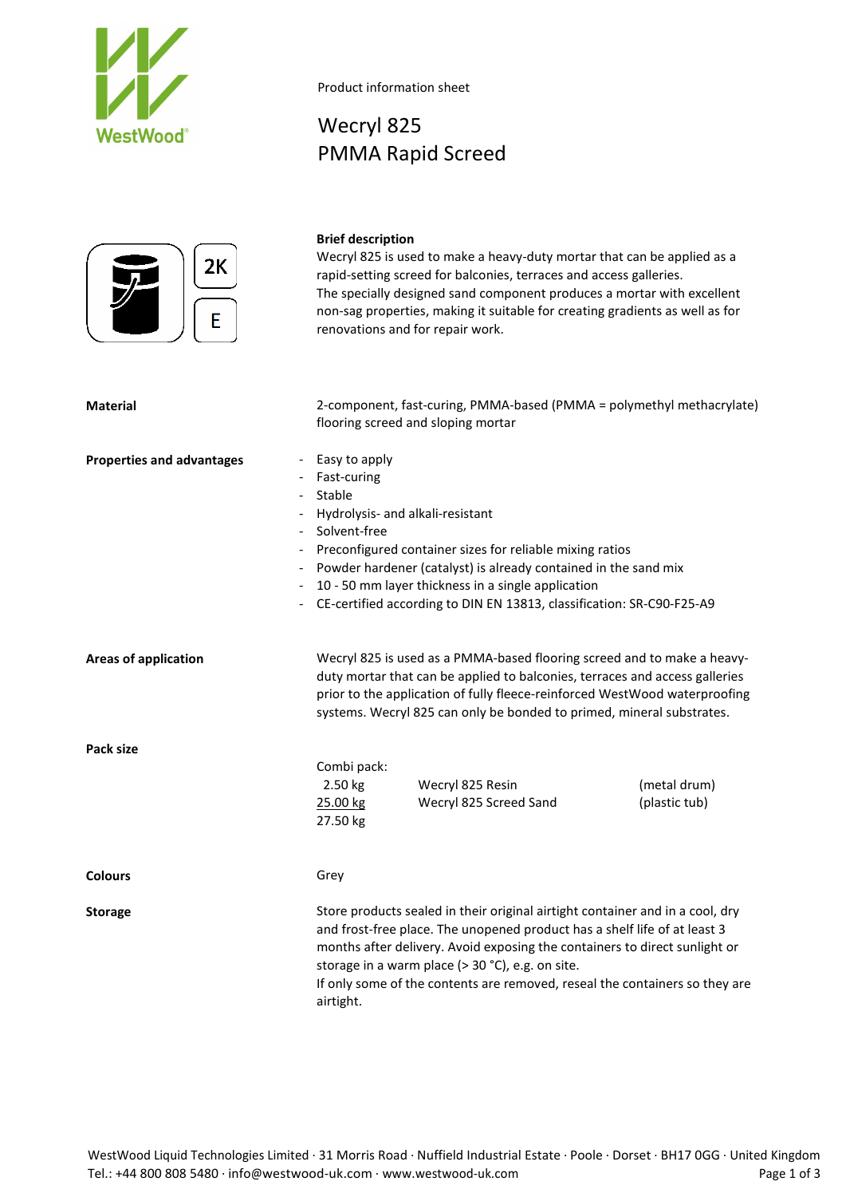Product information sheet

# Wecryl 825
# PMMA Rapid Screed

2K

E

**Brief description**

Wecryl 825 is used to make a heavy-duty mortar that can be applied as a rapid-setting screed for balconies, terraces and access galleries.
The specially designed sand component produces a mortar with excellent non-sag properties, making it suitable for creating gradients as well as for renovations and for repair work.

**Material**

2-component, fast-curing, PMMA-based (PMMA = polymethyl methacrylate) flooring screed and sloping mortar

**Properties and advantages**

- Easy to apply
- Fast-curing
- Stable
- Hydrolysis- and alkali-resistant
- Solvent-free
- Preconfigured container sizes for reliable mixing ratios
- Powder hardener (catalyst) is already contained in the sand mix
- 10 - 50 mm layer thickness in a single application
- CE-certified according to DIN EN 13813, classification: SR-C90-F25-A9

**Areas of application**

Wecryl 825 is used as a PMMA-based flooring screed and to make a heavy-duty mortar that can be applied to balconies, terraces and access galleries prior to the application of fully fleece-reinforced WestWood waterproofing systems. Wecryl 825 can only be bonded to primed, mineral substrates.

**Pack size**

Combi pack:

| | | |
|---|---|---|
| 2.50 kg | Wecryl 825 Resin | (metal drum) |
| 25.00 kg | Wecryl 825 Screed Sand | (plastic tub) |
| 27.50 kg | | |

**Colours**

Grey

**Storage**

Store products sealed in their original airtight container and in a cool, dry and frost-free place. The unopened product has a shelf life of at least 3 months after delivery. Avoid exposing the containers to direct sunlight or storage in a warm place (> 30 °C), e.g. on site.
If only some of the contents are removed, reseal the containers so they are airtight.

WestWood Liquid Technologies Limited · 31 Morris Road · Nuffield Industrial Estate · Poole · Dorset · BH17 0GG · United Kingdom
Tel.: +44 800 808 5480 · info@westwood-uk.com · www.westwood-uk.com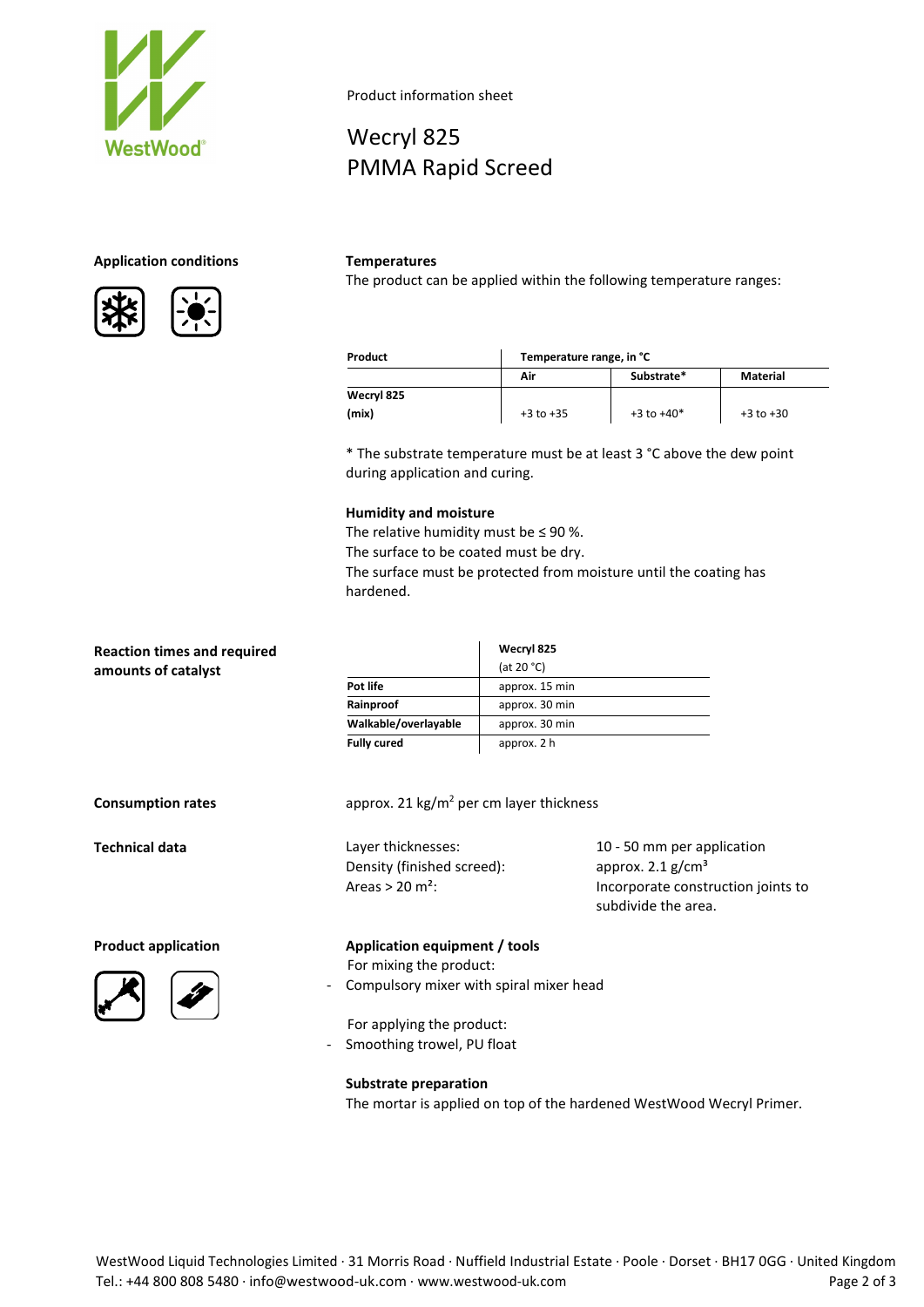Product information sheet

# Wecryl 825
# PMMA Rapid Screed

## Application conditions

### Temperatures

The product can be applied within the following temperature ranges:

| Product | Temperature range, in °C | | |
|---|---|---|---|
| | Air | Substrate* | Material |
| Wecryl 825 (mix) | +3 to +35 | +3 to +40* | +3 to +30 |

* The substrate temperature must be at least 3 °C above the dew point during application and curing.

### Humidity and moisture

The relative humidity must be ≤ 90 %.
The surface to be coated must be dry.
The surface must be protected from moisture until the coating has hardened.

## Reaction times and required amounts of catalyst

| | Wecryl 825 (at 20 °C) |
|---|---|
| Pot life | approx. 15 min |
| Rainproof | approx. 30 min |
| Walkable/overlayable | approx. 30 min |
| Fully cured | approx. 2 h |

## Consumption rates

approx. 21 kg/m² per cm layer thickness

## Technical data

| | |
|---|---|
| Layer thicknesses: | 10 - 50 mm per application |
| Density (finished screed): | approx. 2.1 g/cm³ |
| Areas > 20 m²: | Incorporate construction joints to subdivide the area. |

## Product application

### Application equipment / tools

For mixing the product:

- Compulsory mixer with spiral mixer head

For applying the product:

- Smoothing trowel, PU float

### Substrate preparation

The mortar is applied on top of the hardened WestWood Wecryl Primer.

WestWood Liquid Technologies Limited · 31 Morris Road · Nuffield Industrial Estate · Poole · Dorset · BH17 0GG · United Kingdom
Tel.: +44 800 808 5480 · info@westwood-uk.com · www.westwood-uk.com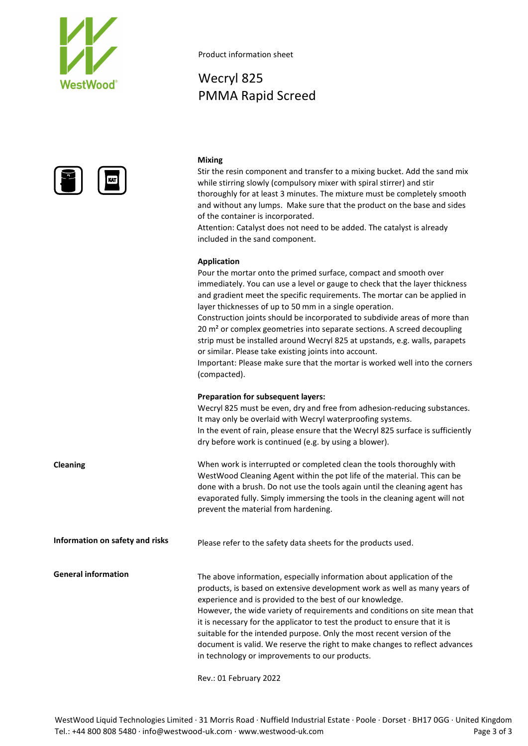Product information sheet

# Wecryl 825
# PMMA Rapid Screed

**Mixing**

Stir the resin component and transfer to a mixing bucket. Add the sand mix while stirring slowly (compulsory mixer with spiral stirrer) and stir thoroughly for at least 3 minutes. The mixture must be completely smooth and without any lumps. Make sure that the product on the base and sides of the container is incorporated.
Attention: Catalyst does not need to be added. The catalyst is already included in the sand component.

**Application**

Pour the mortar onto the primed surface, compact and smooth over immediately. You can use a level or gauge to check that the layer thickness and gradient meet the specific requirements. The mortar can be applied in layer thicknesses of up to 50 mm in a single operation.
Construction joints should be incorporated to subdivide areas of more than 20 m² or complex geometries into separate sections. A screed decoupling strip must be installed around Wecryl 825 at upstands, e.g. walls, parapets or similar. Please take existing joints into account.
Important: Please make sure that the mortar is worked well into the corners (compacted).

**Preparation for subsequent layers:**

Wecryl 825 must be even, dry and free from adhesion-reducing substances. It may only be overlaid with Wecryl waterproofing systems.
In the event of rain, please ensure that the Wecryl 825 surface is sufficiently dry before work is continued (e.g. by using a blower).

**Cleaning**

When work is interrupted or completed clean the tools thoroughly with WestWood Cleaning Agent within the pot life of the material. This can be done with a brush. Do not use the tools again until the cleaning agent has evaporated fully. Simply immersing the tools in the cleaning agent will not prevent the material from hardening.

**Information on safety and risks**

Please refer to the safety data sheets for the products used.

**General information**

The above information, especially information about application of the products, is based on extensive development work as well as many years of experience and is provided to the best of our knowledge.
However, the wide variety of requirements and conditions on site mean that it is necessary for the applicator to test the product to ensure that it is suitable for the intended purpose. Only the most recent version of the document is valid. We reserve the right to make changes to reflect advances in technology or improvements to our products.

Rev.: 01 February 2022

WestWood Liquid Technologies Limited · 31 Morris Road · Nuffield Industrial Estate · Poole · Dorset · BH17 0GG · United Kingdom
Tel.: +44 800 808 5480 · info@westwood-uk.com · www.westwood-uk.com